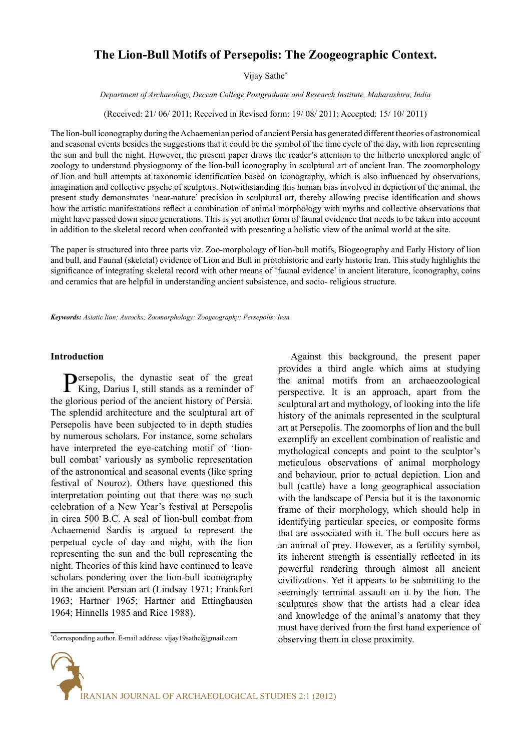# The Lion-Bull Motifs of Persepolis: The Zoogeographic Context.

Vijay Sathe*

*Department of Archaeology, Deccan College Postgraduate and Research Institute, Maharashtra, India*

(Received: 21/ 06/ 2011; Received in Revised form: 19/ 08/ 2011; Accepted: 15/ 10/ 2011)

The lion-bull iconography during the Achaemenian period of ancient Persia has generated different theories of astronomical and seasonal events besides the suggestions that it could be the symbol of the time cycle of the day, with lion representing the sun and bull the night. However, the present paper draws the reader's attention to the hitherto unexplored angle of zoology to understand physiognomy of the lion-bull iconography in sculptural art of ancient Iran. The zoomorphology of lion and bull attempts at taxonomic identification based on iconography, which is also influenced by observations, imagination and collective psyche of sculptors. Notwithstanding this human bias involved in depiction of the animal, the present study demonstrates 'near-nature' precision in sculptural art, thereby allowing precise identification and shows how the artistic manifestations reflect a combination of animal morphology with myths and collective observations that might have passed down since generations. This is yet another form of faunal evidence that needs to be taken into account in addition to the skeletal record when confronted with presenting a holistic view of the animal world at the site.

The paper is structured into three parts viz. Zoo-morphology of lion-bull motifs, Biogeography and Early History of lion and bull, and Faunal (skeletal) evidence of Lion and Bull in protohistoric and early historic Iran. This study highlights the significance of integrating skeletal record with other means of 'faunal evidence' in ancient literature, iconography, coins and ceramics that are helpful in understanding ancient subsistence, and socio- religious structure.

***Keywords:*** *Asiatic lion; Aurochs; Zoomorphology; Zoogeography; Persepolis; Iran*

## Introduction

Persepolis, the dynastic seat of the great King, Darius I, still stands as a reminder of the glorious period of the ancient history of Persia. The splendid architecture and the sculptural art of Persepolis have been subjected to in depth studies by numerous scholars. For instance, some scholars have interpreted the eye-catching motif of 'lion-bull combat' variously as symbolic representation of the astronomical and seasonal events (like spring festival of Nouroz). Others have questioned this interpretation pointing out that there was no such celebration of a New Year's festival at Persepolis in circa 500 B.C. A seal of lion-bull combat from Achaemenid Sardis is argued to represent the perpetual cycle of day and night, with the lion representing the sun and the bull representing the night. Theories of this kind have continued to leave scholars pondering over the lion-bull iconography in the ancient Persian art (Lindsay 1971; Frankfort 1963; Hartner 1965; Hartner and Ettinghausen 1964; Hinnells 1985 and Rice 1988).

Against this background, the present paper provides a third angle which aims at studying the animal motifs from an archaeozoological perspective. It is an approach, apart from the sculptural art and mythology, of looking into the life history of the animals represented in the sculptural art at Persepolis. The zoomorphs of lion and the bull exemplify an excellent combination of realistic and mythological concepts and point to the sculptor's meticulous observations of animal morphology and behaviour, prior to actual depiction. Lion and bull (cattle) have a long geographical association with the landscape of Persia but it is the taxonomic frame of their morphology, which should help in identifying particular species, or composite forms that are associated with it. The bull occurs here as an animal of prey. However, as a fertility symbol, its inherent strength is essentially reflected in its powerful rendering through almost all ancient civilizations. Yet it appears to be submitting to the seemingly terminal assault on it by the lion. The sculptures show that the artists had a clear idea and knowledge of the animal's anatomy that they must have derived from the first hand experience of observing them in close proximity.

*Corresponding author. E-mail address: vijay19sathe@gmail.com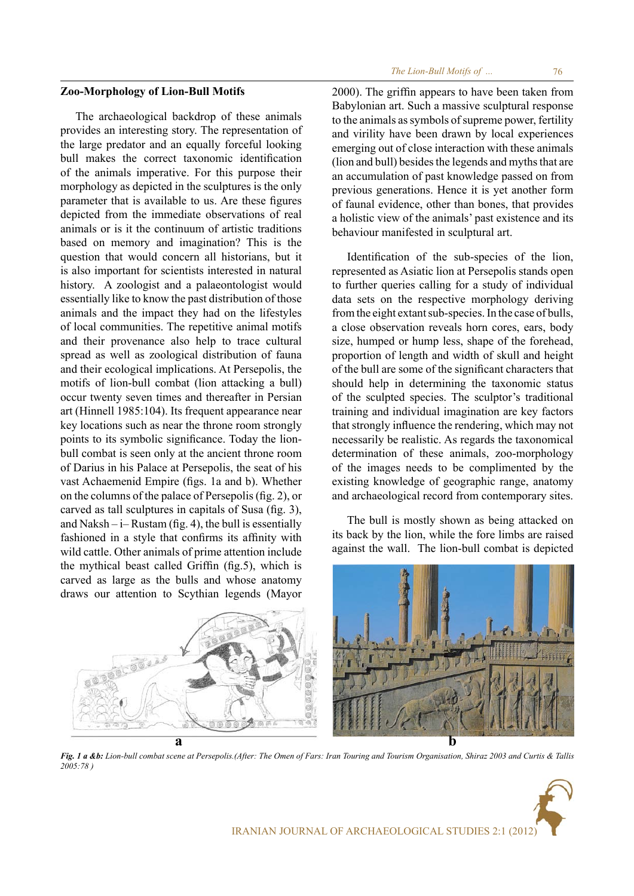## Zoo-Morphology of Lion-Bull Motifs

The archaeological backdrop of these animals provides an interesting story. The representation of the large predator and an equally forceful looking bull makes the correct taxonomic identification of the animals imperative. For this purpose their morphology as depicted in the sculptures is the only parameter that is available to us. Are these figures depicted from the immediate observations of real animals or is it the continuum of artistic traditions based on memory and imagination? This is the question that would concern all historians, but it is also important for scientists interested in natural history. A zoologist and a palaeontologist would essentially like to know the past distribution of those animals and the impact they had on the lifestyles of local communities. The repetitive animal motifs and their provenance also help to trace cultural spread as well as zoological distribution of fauna and their ecological implications. At Persepolis, the motifs of lion-bull combat (lion attacking a bull) occur twenty seven times and thereafter in Persian art (Hinnell 1985:104). Its frequent appearance near key locations such as near the throne room strongly points to its symbolic significance. Today the lion-bull combat is seen only at the ancient throne room of Darius in his Palace at Persepolis, the seat of his vast Achaemenid Empire (figs. 1a and b). Whether on the columns of the palace of Persepolis (fig. 2), or carved as tall sculptures in capitals of Susa (fig. 3), and Naksh – i– Rustam (fig. 4), the bull is essentially fashioned in a style that confirms its affinity with wild cattle. Other animals of prime attention include the mythical beast called Griffin (fig.5), which is carved as large as the bulls and whose anatomy draws our attention to Scythian legends (Mayor 2000). The griffin appears to have been taken from Babylonian art. Such a massive sculptural response to the animals as symbols of supreme power, fertility and virility have been drawn by local experiences emerging out of close interaction with these animals (lion and bull) besides the legends and myths that are an accumulation of past knowledge passed on from previous generations. Hence it is yet another form of faunal evidence, other than bones, that provides a holistic view of the animals' past existence and its behaviour manifested in sculptural art.

Identification of the sub-species of the lion, represented as Asiatic lion at Persepolis stands open to further queries calling for a study of individual data sets on the respective morphology deriving from the eight extant sub-species. In the case of bulls, a close observation reveals horn cores, ears, body size, humped or hump less, shape of the forehead, proportion of length and width of skull and height of the bull are some of the significant characters that should help in determining the taxonomic status of the sculpted species. The sculptor's traditional training and individual imagination are key factors that strongly influence the rendering, which may not necessarily be realistic. As regards the taxonomical determination of these animals, zoo-morphology of the images needs to be complimented by the existing knowledge of geographic range, anatomy and archaeological record from contemporary sites.

The bull is mostly shown as being attacked on its back by the lion, while the fore limbs are raised against the wall. The lion-bull combat is depicted

a

b

***Fig. 1 a &b:*** *Lion-bull combat scene at Persepolis.(After: The Omen of Fars: Iran Touring and Tourism Organisation, Shiraz 2003 and Curtis & Tallis 2005:78 )*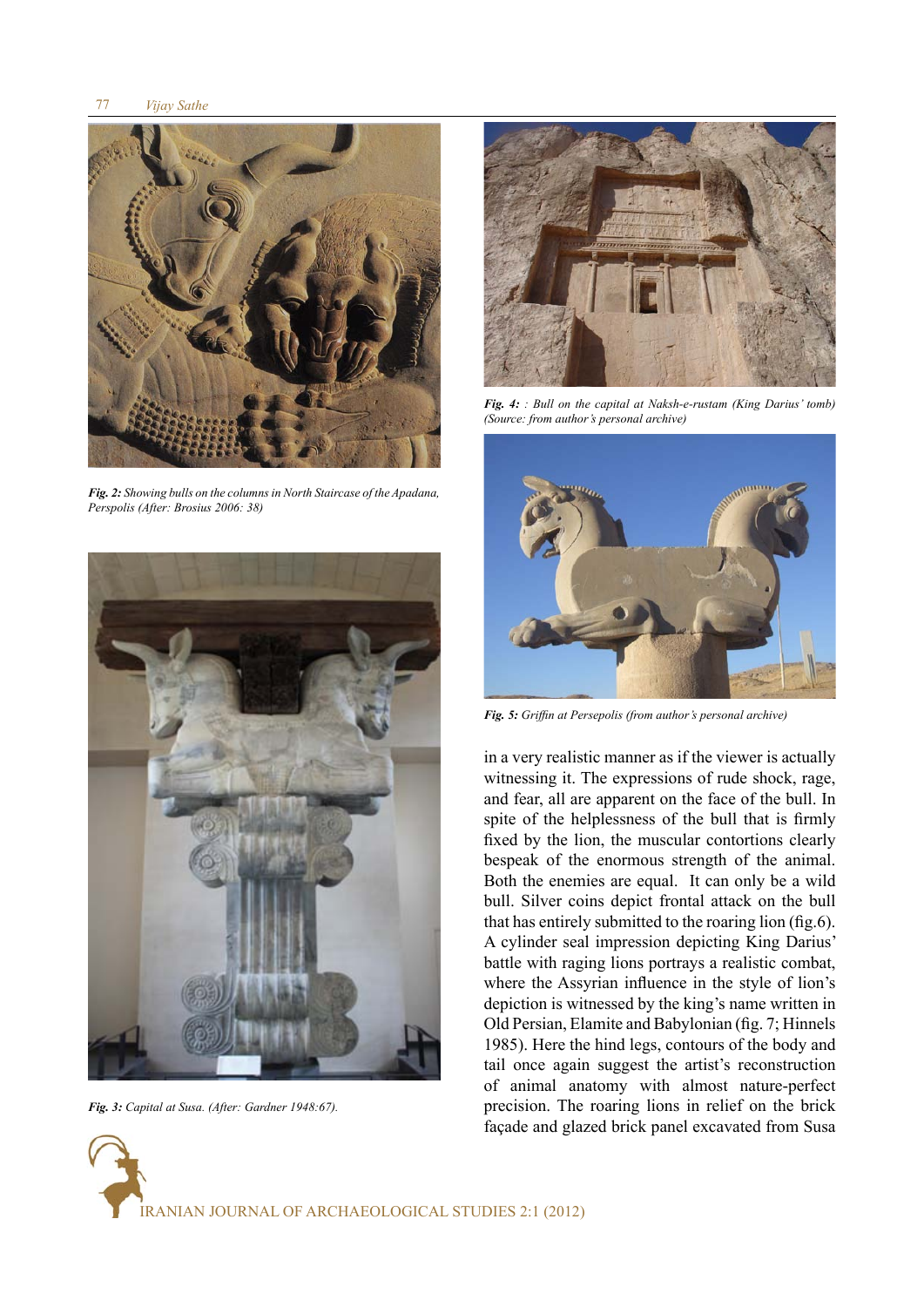*Fig. 2:* *Showing bulls on the columns in North Staircase of the Apadana, Perspolis (After: Brosius 2006: 38)*

*Fig. 3:* *Capital at Susa. (After: Gardner 1948:67).*

*Fig. 4:* *: Bull on the capital at Naksh-e-rustam (King Darius' tomb) (Source: from author's personal archive)*

*Fig. 5:* *Griffin at Persepolis (from author's personal archive)*

in a very realistic manner as if the viewer is actually witnessing it. The expressions of rude shock, rage, and fear, all are apparent on the face of the bull. In spite of the helplessness of the bull that is firmly fixed by the lion, the muscular contortions clearly bespeak of the enormous strength of the animal. Both the enemies are equal. It can only be a wild bull. Silver coins depict frontal attack on the bull that has entirely submitted to the roaring lion (fig.6). A cylinder seal impression depicting King Darius' battle with raging lions portrays a realistic combat, where the Assyrian influence in the style of lion's depiction is witnessed by the king's name written in Old Persian, Elamite and Babylonian (fig. 7; Hinnels 1985). Here the hind legs, contours of the body and tail once again suggest the artist's reconstruction of animal anatomy with almost nature-perfect precision. The roaring lions in relief on the brick façade and glazed brick panel excavated from Susa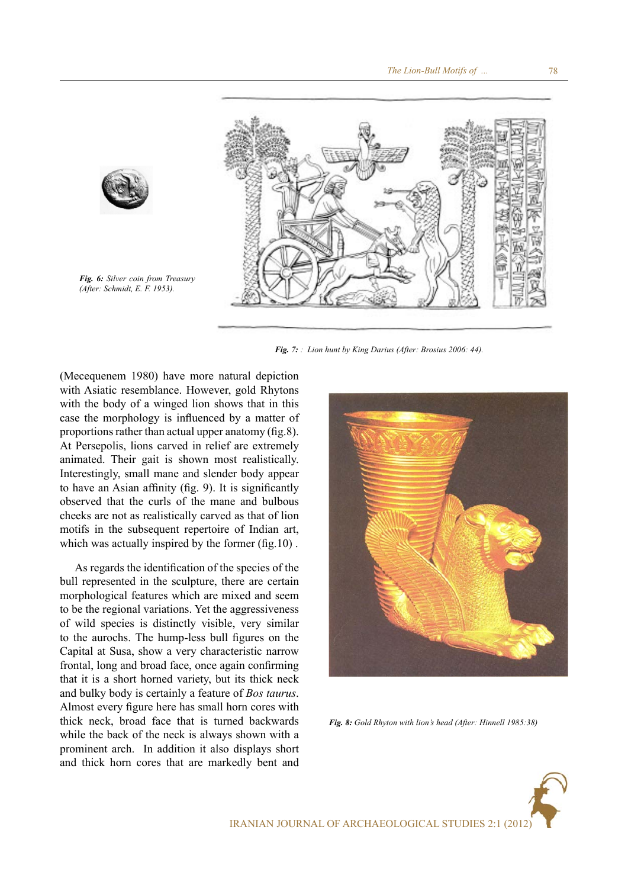*Fig. 6: Silver coin from Treasury (After: Schmidt, E. F. 1953).*

*Fig. 7: : Lion hunt by King Darius (After: Brosius 2006: 44).*

(Mecequenem 1980) have more natural depiction with Asiatic resemblance. However, gold Rhytons with the body of a winged lion shows that in this case the morphology is influenced by a matter of proportions rather than actual upper anatomy (fig.8). At Persepolis, lions carved in relief are extremely animated. Their gait is shown most realistically. Interestingly, small mane and slender body appear to have an Asian affinity (fig. 9). It is significantly observed that the curls of the mane and bulbous cheeks are not as realistically carved as that of lion motifs in the subsequent repertoire of Indian art, which was actually inspired by the former (fig.10) .

As regards the identification of the species of the bull represented in the sculpture, there are certain morphological features which are mixed and seem to be the regional variations. Yet the aggressiveness of wild species is distinctly visible, very similar to the aurochs. The hump-less bull figures on the Capital at Susa, show a very characteristic narrow frontal, long and broad face, once again confirming that it is a short horned variety, but its thick neck and bulky body is certainly a feature of *Bos taurus*. Almost every figure here has small horn cores with thick neck, broad face that is turned backwards while the back of the neck is always shown with a prominent arch. In addition it also displays short and thick horn cores that are markedly bent and

*Fig. 8: Gold Rhyton with lion's head (After: Hinnell 1985:38)*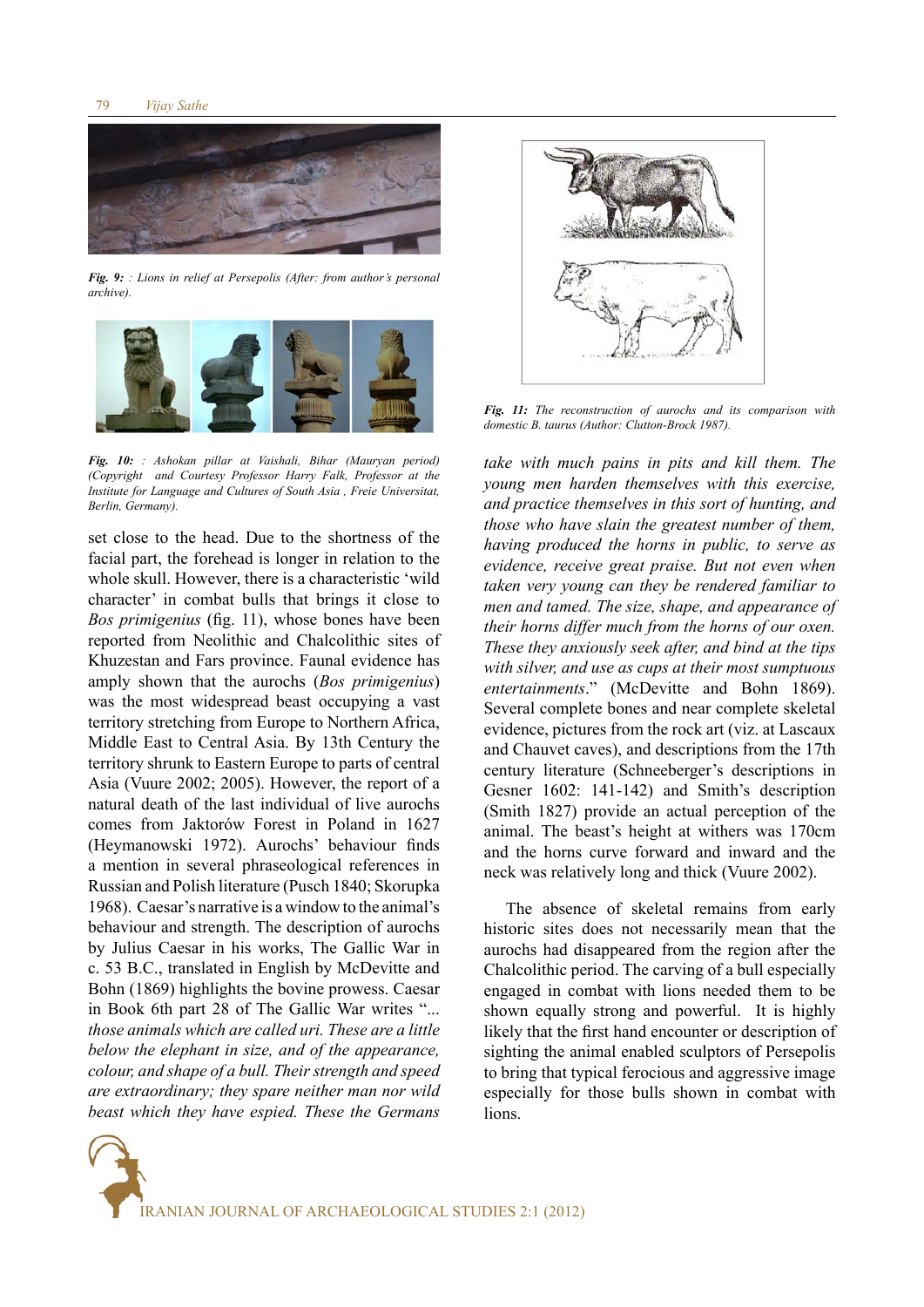***Fig. 9:*** *: Lions in relief at Persepolis (After: from author's personal archive).*

***Fig. 10:*** *: Ashokan pillar at Vaishali, Bihar (Mauryan period) (Copyright and Courtesy Professor Harry Falk, Professor at the Institute for Language and Cultures of South Asia , Freie Universitat, Berlin, Germany).*

***Fig. 11:*** *The reconstruction of aurochs and its comparison with domestic B. taurus (Author: Clutton-Brock 1987).*

set close to the head. Due to the shortness of the facial part, the forehead is longer in relation to the whole skull. However, there is a characteristic 'wild character' in combat bulls that brings it close to *Bos primigenius* (fig. 11), whose bones have been reported from Neolithic and Chalcolithic sites of Khuzestan and Fars province. Faunal evidence has amply shown that the aurochs (*Bos primigenius*) was the most widespread beast occupying a vast territory stretching from Europe to Northern Africa, Middle East to Central Asia. By 13th Century the territory shrunk to Eastern Europe to parts of central Asia (Vuure 2002; 2005). However, the report of a natural death of the last individual of live aurochs comes from Jaktorów Forest in Poland in 1627 (Heymanowski 1972). Aurochs' behaviour finds a mention in several phraseological references in Russian and Polish literature (Pusch 1840; Skorupka 1968). Caesar's narrative is a window to the animal's behaviour and strength. The description of aurochs by Julius Caesar in his works, The Gallic War in c. 53 B.C., translated in English by McDevitte and Bohn (1869) highlights the bovine prowess. Caesar in Book 6th part 28 of The Gallic War writes "*... those animals which are called uri. These are a little below the elephant in size, and of the appearance, colour, and shape of a bull. Their strength and speed are extraordinary; they spare neither man nor wild beast which they have espied. These the Germans take with much pains in pits and kill them. The young men harden themselves with this exercise, and practice themselves in this sort of hunting, and those who have slain the greatest number of them, having produced the horns in public, to serve as evidence, receive great praise. But not even when taken very young can they be rendered familiar to men and tamed. The size, shape, and appearance of their horns differ much from the horns of our oxen. These they anxiously seek after, and bind at the tips with silver, and use as cups at their most sumptuous entertainments*." (McDevitte and Bohn 1869). Several complete bones and near complete skeletal evidence, pictures from the rock art (viz. at Lascaux and Chauvet caves), and descriptions from the 17th century literature (Schneeberger's descriptions in Gesner 1602: 141-142) and Smith's description (Smith 1827) provide an actual perception of the animal. The beast's height at withers was 170cm and the horns curve forward and inward and the neck was relatively long and thick (Vuure 2002).

The absence of skeletal remains from early historic sites does not necessarily mean that the aurochs had disappeared from the region after the Chalcolithic period. The carving of a bull especially engaged in combat with lions needed them to be shown equally strong and powerful. It is highly likely that the first hand encounter or description of sighting the animal enabled sculptors of Persepolis to bring that typical ferocious and aggressive image especially for those bulls shown in combat with lions.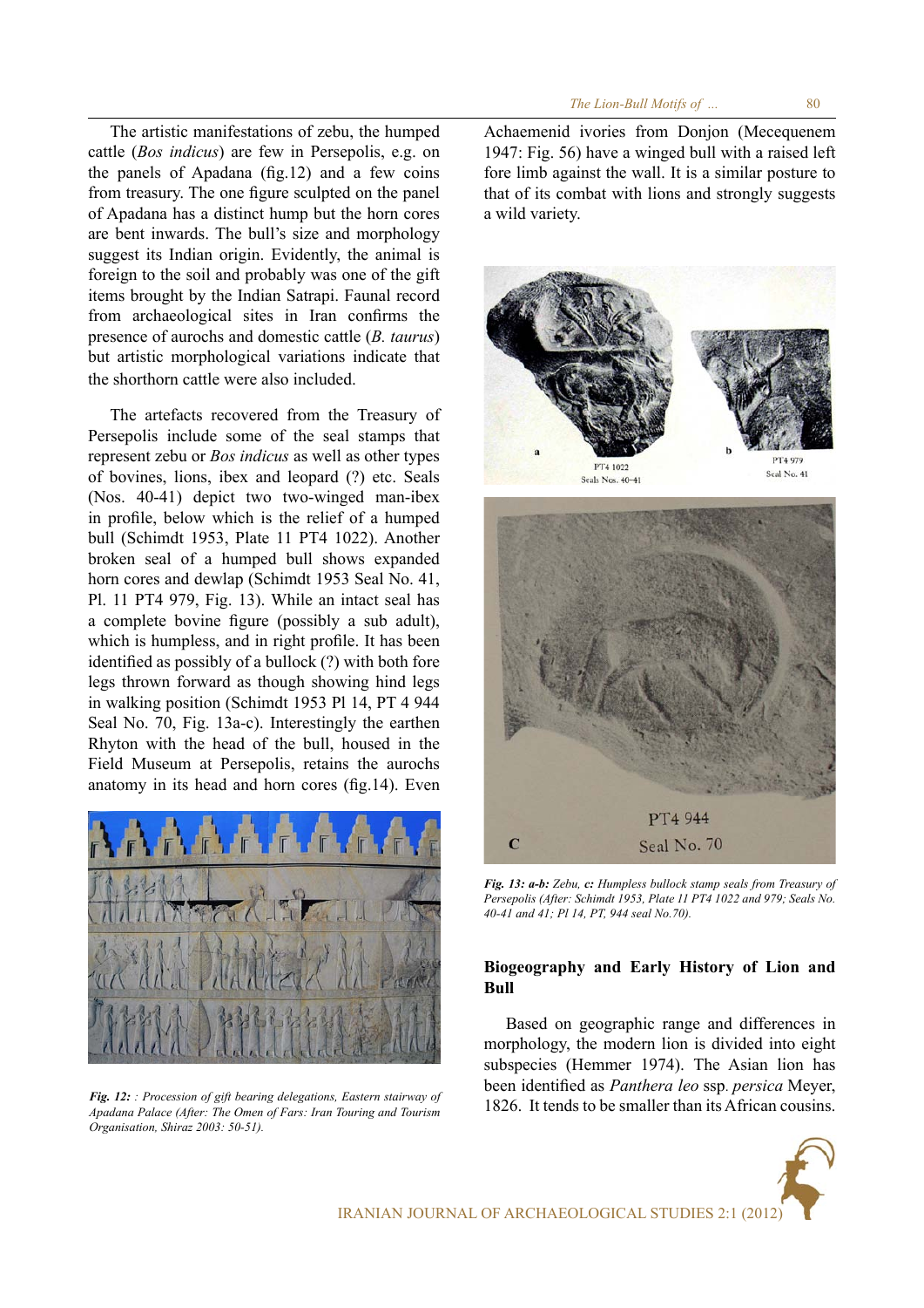The artistic manifestations of zebu, the humped cattle (*Bos indicus*) are few in Persepolis, e.g. on the panels of Apadana (fig.12) and a few coins from treasury. The one figure sculpted on the panel of Apadana has a distinct hump but the horn cores are bent inwards. The bull's size and morphology suggest its Indian origin. Evidently, the animal is foreign to the soil and probably was one of the gift items brought by the Indian Satrapi. Faunal record from archaeological sites in Iran confirms the presence of aurochs and domestic cattle (*B. taurus*) but artistic morphological variations indicate that the shorthorn cattle were also included.

The artefacts recovered from the Treasury of Persepolis include some of the seal stamps that represent zebu or *Bos indicus* as well as other types of bovines, lions, ibex and leopard (?) etc. Seals (Nos. 40-41) depict two two-winged man-ibex in profile, below which is the relief of a humped bull (Schimdt 1953, Plate 11 PT4 1022). Another broken seal of a humped bull shows expanded horn cores and dewlap (Schimdt 1953 Seal No. 41, Pl. 11 PT4 979, Fig. 13). While an intact seal has a complete bovine figure (possibly a sub adult), which is humpless, and in right profile. It has been identified as possibly of a bullock (?) with both fore legs thrown forward as though showing hind legs in walking position (Schimdt 1953 Pl 14, PT 4 944 Seal No. 70, Fig. 13a-c). Interestingly the earthen Rhyton with the head of the bull, housed in the Field Museum at Persepolis, retains the aurochs anatomy in its head and horn cores (fig.14). Even

*Fig. 12:* : *Procession of gift bearing delegations, Eastern stairway of Apadana Palace (After: The Omen of Fars: Iran Touring and Tourism Organisation, Shiraz 2003: 50-51).*

Achaemenid ivories from Donjon (Mecequenem 1947: Fig. 56) have a winged bull with a raised left fore limb against the wall. It is a similar posture to that of its combat with lions and strongly suggests a wild variety.

*Fig. 13: a-b: Zebu, c: Humpless bullock stamp seals from Treasury of Persepolis (After: Schimdt 1953, Plate 11 PT4 1022 and 979; Seals No. 40-41 and 41; Pl 14, PT, 944 seal No.70).*

## Biogeography and Early History of Lion and Bull

Based on geographic range and differences in morphology, the modern lion is divided into eight subspecies (Hemmer 1974). The Asian lion has been identified as *Panthera leo* ssp. *persica* Meyer, 1826. It tends to be smaller than its African cousins.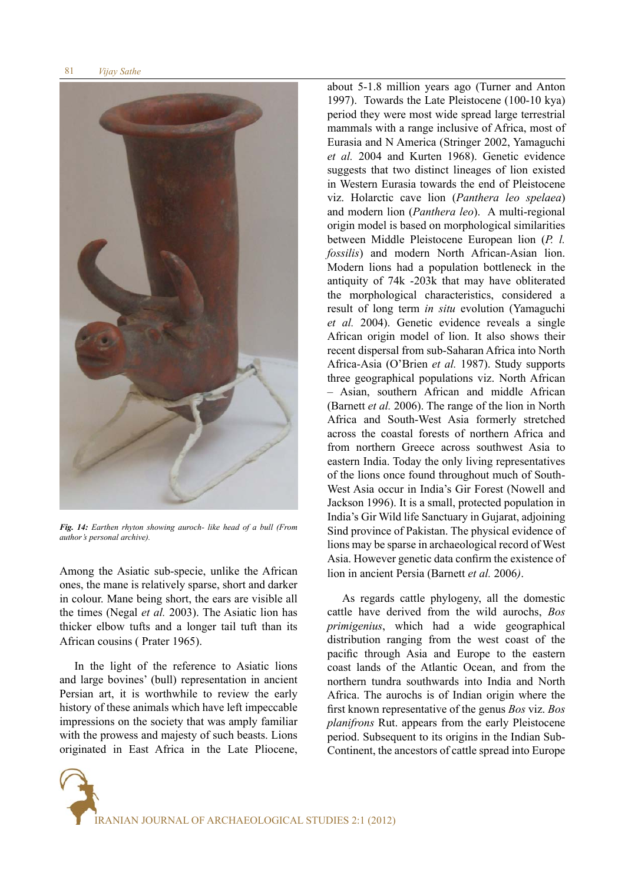*Fig. 14: Earthen rhyton showing auroch- like head of a bull (From author's personal archive).*

Among the Asiatic sub-specie, unlike the African ones, the mane is relatively sparse, short and darker in colour. Mane being short, the ears are visible all the times (Negal *et al.* 2003). The Asiatic lion has thicker elbow tufts and a longer tail tuft than its African cousins ( Prater 1965).

In the light of the reference to Asiatic lions and large bovines' (bull) representation in ancient Persian art, it is worthwhile to review the early history of these animals which have left impeccable impressions on the society that was amply familiar with the prowess and majesty of such beasts. Lions originated in East Africa in the Late Pliocene, about 5-1.8 million years ago (Turner and Anton 1997). Towards the Late Pleistocene (100-10 kya) period they were most wide spread large terrestrial mammals with a range inclusive of Africa, most of Eurasia and N America (Stringer 2002, Yamaguchi *et al.* 2004 and Kurten 1968). Genetic evidence suggests that two distinct lineages of lion existed in Western Eurasia towards the end of Pleistocene viz. Holarctic cave lion (*Panthera leo spelaea*) and modern lion (*Panthera leo*). A multi-regional origin model is based on morphological similarities between Middle Pleistocene European lion (*P. l. fossilis*) and modern North African-Asian lion. Modern lions had a population bottleneck in the antiquity of 74k -203k that may have obliterated the morphological characteristics, considered a result of long term *in situ* evolution (Yamaguchi *et al.* 2004). Genetic evidence reveals a single African origin model of lion. It also shows their recent dispersal from sub-Saharan Africa into North Africa-Asia (O'Brien *et al.* 1987). Study supports three geographical populations viz. North African – Asian, southern African and middle African (Barnett *et al.* 2006). The range of the lion in North Africa and South-West Asia formerly stretched across the coastal forests of northern Africa and from northern Greece across southwest Asia to eastern India. Today the only living representatives of the lions once found throughout much of South-West Asia occur in India's Gir Forest (Nowell and Jackson 1996). It is a small, protected population in India's Gir Wild life Sanctuary in Gujarat, adjoining Sind province of Pakistan. The physical evidence of lions may be sparse in archaeological record of West Asia. However genetic data confirm the existence of lion in ancient Persia (Barnett *et al.* 2006).

As regards cattle phylogeny, all the domestic cattle have derived from the wild aurochs, *Bos primigenius*, which had a wide geographical distribution ranging from the west coast of the pacific through Asia and Europe to the eastern coast lands of the Atlantic Ocean, and from the northern tundra southwards into India and North Africa. The aurochs is of Indian origin where the first known representative of the genus *Bos* viz. *Bos planifrons* Rut. appears from the early Pleistocene period. Subsequent to its origins in the Indian Sub-Continent, the ancestors of cattle spread into Europe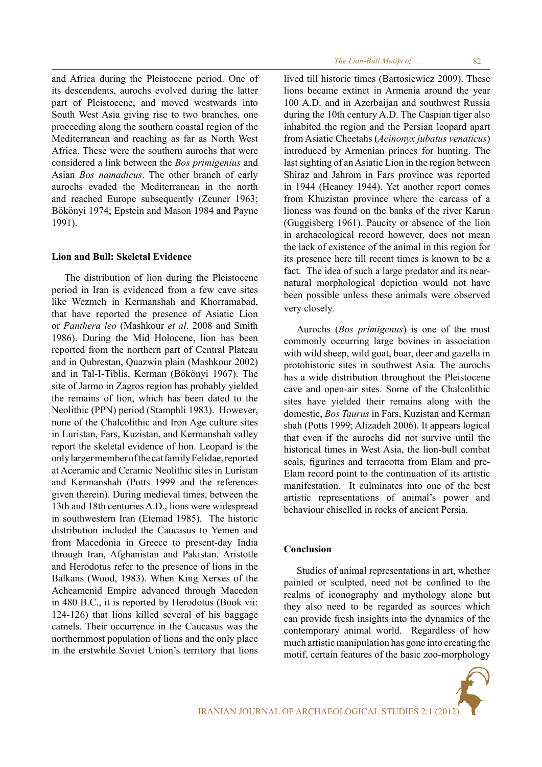and Africa during the Pleistocene period. One of its descendents, aurochs evolved during the latter part of Pleistocene, and moved westwards into South West Asia giving rise to two branches, one proceeding along the southern coastal region of the Mediterranean and reaching as far as North West Africa. These were the southern aurochs that were considered a link between the *Bos primigenius* and Asian *Bos namadicus*. The other branch of early aurochs evaded the Mediterranean in the north and reached Europe subsequently (Zeuner 1963; Bökönyi 1974; Epstein and Mason 1984 and Payne 1991).

### Lion and Bull: Skeletal Evidence

The distribution of lion during the Pleistocene period in Iran is evidenced from a few cave sites like Wezmeh in Kermanshah and Khorramabad, that have reported the presence of Asiatic Lion or *Panthera leo* (Mashkour *et al*. 2008 and Smith 1986). During the Mid Holocene, lion has been reported from the northern part of Central Plateau and in Qubrestan, Quazwin plain (Mashkour 2002) and in Tal-I-Tiblis, Kerman (Bökönyi 1967). The site of Jarmo in Zagros region has probably yielded the remains of lion, which has been dated to the Neolithic (PPN) period (Stamphli 1983). However, none of the Chalcolithic and Iron Age culture sites in Luristan, Fars, Kuzistan, and Kermanshah valley report the skeletal evidence of lion. Leopard is the only larger member of the cat family Felidae, reported at Aceramic and Ceramic Neolithic sites in Luristan and Kermanshah (Potts 1999 and the references given therein). During medieval times, between the 13th and 18th centuries A.D., lions were widespread in southwestern Iran (Etemad 1985). The historic distribution included the Caucasus to Yemen and from Macedonia in Greece to present-day India through Iran, Afghanistan and Pakistan. Aristotle and Herodotus refer to the presence of lions in the Balkans (Wood, 1983). When King Xerxes of the Acheamenid Empire advanced through Macedon in 480 B.C., it is reported by Herodotus (Book vii: 124-126) that lions killed several of his baggage camels. Their occurrence in the Caucasus was the northernmost population of lions and the only place in the erstwhile Soviet Union's territory that lions lived till historic times (Bartosiewicz 2009). These lions became extinct in Armenia around the year 100 A.D. and in Azerbaijan and southwest Russia during the 10th century A.D. The Caspian tiger also inhabited the region and the Persian leopard apart from Asiatic Cheetahs (*Acinonyx jubatus venaticus*) introduced by Armenian princes for hunting. The last sighting of an Asiatic Lion in the region between Shiraz and Jahrom in Fars province was reported in 1944 (Heaney 1944). Yet another report comes from Khuzistan province where the carcass of a lioness was found on the banks of the river Karun (Guggisberg 1961). Paucity or absence of the lion in archaeological record however, does not mean the lack of existence of the animal in this region for its presence here till recent times is known to be a fact. The idea of such a large predator and its near-natural morphological depiction would not have been possible unless these animals were observed very closely.

Aurochs (*Bos primigenus*) is one of the most commonly occurring large bovines in association with wild sheep, wild goat, boar, deer and gazella in protohistoric sites in southwest Asia. The aurochs has a wide distribution throughout the Pleistocene cave and open-air sites. Some of the Chalcolithic sites have yielded their remains along with the domestic, *Bos Taurus* in Fars, Kuzistan and Kerman shah (Potts 1999; Alizadeh 2006). It appears logical that even if the aurochs did not survive until the historical times in West Asia, the lion-bull combat seals, figurines and terracotta from Elam and pre-Elam record point to the continuation of its artistic manifestation. It culminates into one of the best artistic representations of animal's power and behaviour chiselled in rocks of ancient Persia.

### Conclusion

Studies of animal representations in art, whether painted or sculpted, need not be confined to the realms of iconography and mythology alone but they also need to be regarded as sources which can provide fresh insights into the dynamics of the contemporary animal world. Regardless of how much artistic manipulation has gone into creating the motif, certain features of the basic zoo-morphology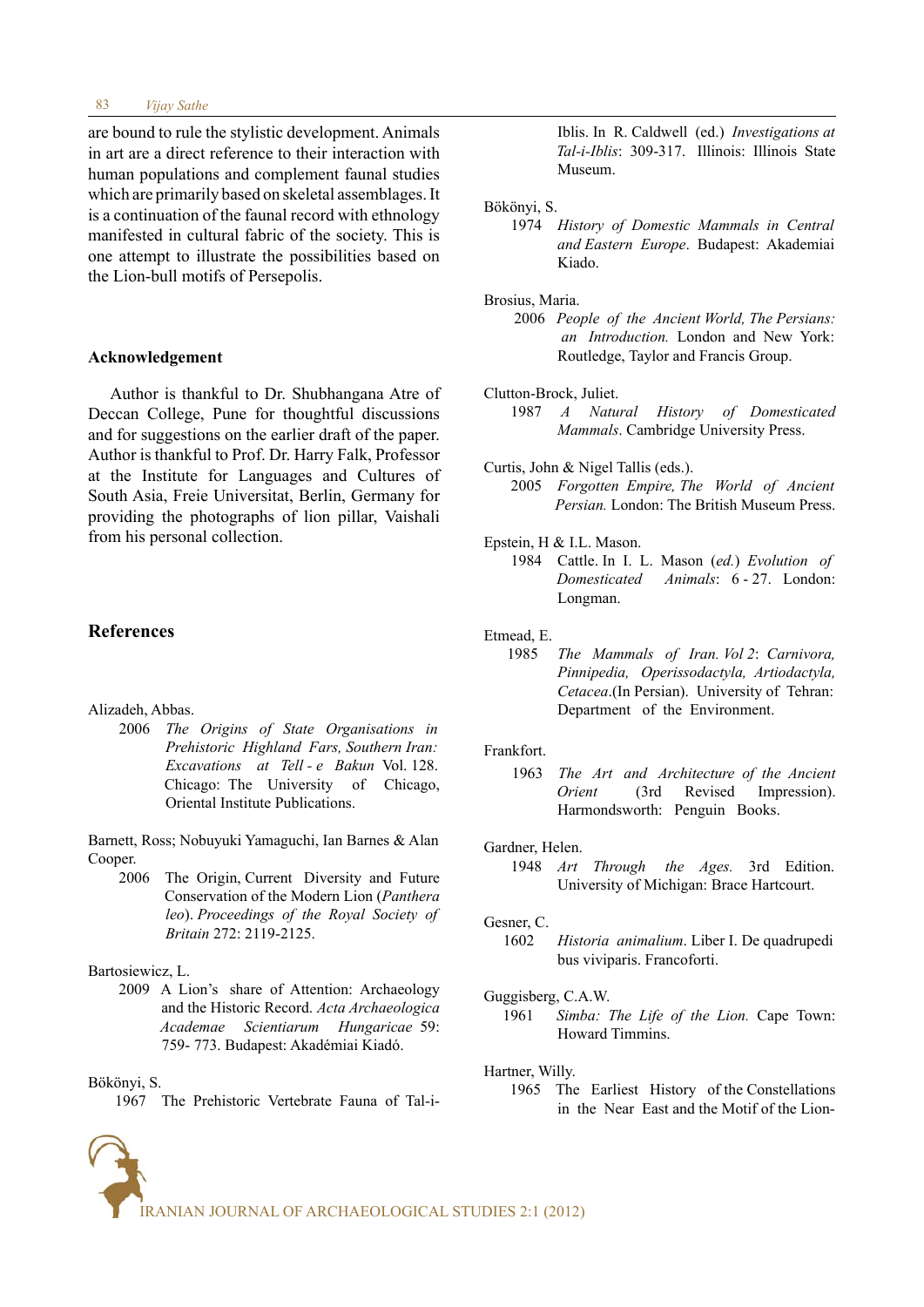are bound to rule the stylistic development. Animals in art are a direct reference to their interaction with human populations and complement faunal studies which are primarily based on skeletal assemblages. It is a continuation of the faunal record with ethnology manifested in cultural fabric of the society. This is one attempt to illustrate the possibilities based on the Lion-bull motifs of Persepolis.

### Acknowledgement

Author is thankful to Dr. Shubhangana Atre of Deccan College, Pune for thoughtful discussions and for suggestions on the earlier draft of the paper. Author is thankful to Prof. Dr. Harry Falk, Professor at the Institute for Languages and Cultures of South Asia, Freie Universitat, Berlin, Germany for providing the photographs of lion pillar, Vaishali from his personal collection.

### References

Alizadeh, Abbas.
2006 *The Origins of State Organisations in Prehistoric Highland Fars, Southern Iran: Excavations at Tell - e Bakun* Vol. 128. Chicago: The University of Chicago, Oriental Institute Publications.

Barnett, Ross; Nobuyuki Yamaguchi, Ian Barnes & Alan Cooper.
2006 The Origin, Current Diversity and Future Conservation of the Modern Lion (*Panthera leo*). *Proceedings of the Royal Society of Britain* 272: 2119-2125.

Bartosiewicz, L.
2009 A Lion's share of Attention: Archaeology and the Historic Record. *Acta Archaeologica Academae Scientiarum Hungaricae* 59: 759- 773. Budapest: Akadémiai Kiadó.

Bökönyi, S.
1967 The Prehistoric Vertebrate Fauna of Tal-i-Iblis. In R. Caldwell (ed.) *Investigations at Tal-i-Iblis*: 309-317. Illinois: Illinois State Museum.

Bökönyi, S.
1974 *History of Domestic Mammals in Central and Eastern Europe*. Budapest: Akademiai Kiado.

Brosius, Maria.
2006 *People of the Ancient World, The Persians: an Introduction.* London and New York: Routledge, Taylor and Francis Group.

Clutton-Brock, Juliet.
1987 *A Natural History of Domesticated Mammals*. Cambridge University Press.

Curtis, John & Nigel Tallis (eds.).
2005 *Forgotten Empire, The World of Ancient Persian.* London: The British Museum Press.

Epstein, H & I.L. Mason.
1984 Cattle. In I. L. Mason (*ed.*) *Evolution of Domesticated Animals*: 6 - 27. London: Longman.

Etmead, E.
1985 *The Mammals of Iran. Vol 2*: *Carnivora, Pinnipedia, Operissodactyla, Artiodactyla, Cetacea*.(In Persian). University of Tehran: Department of the Environment.

Frankfort.
1963 *The Art and Architecture of the Ancient Orient* (3rd Revised Impression). Harmondsworth: Penguin Books.

Gardner, Helen.
1948 *Art Through the Ages.* 3rd Edition. University of Michigan: Brace Hartcourt.

Gesner, C.
1602 *Historia animalium*. Liber I. De quadrupedi bus viviparis. Francoforti.

Guggisberg, C.A.W.
1961 *Simba: The Life of the Lion.* Cape Town: Howard Timmins.

Hartner, Willy.
1965 The Earliest History of the Constellations in the Near East and the Motif of the Lion-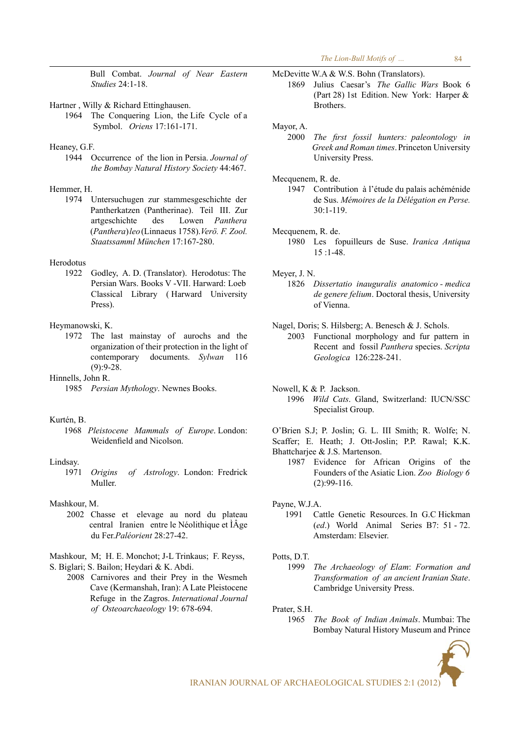Bull Combat. *Journal of Near Eastern Studies* 24:1-18.

Hartner , Willy & Richard Ettinghausen.
1964 The Conquering Lion, the Life Cycle of a Symbol. *Oriens* 17:161-171.

Heaney, G.F.
1944 Occurrence of the lion in Persia. *Journal of the Bombay Natural History Society* 44:467.

Hemmer, H.
1974 Untersuchugen zur stammesgeschichte der Pantherkatzen (Pantherinae). Teil III. Zur artgeschichte des Lowen *Panthera* (*Panthera*) *leo* (Linnaeus 1758). *Verö. F. Zool. Staatssamml München* 17:167-280.

Herodotus
1922 Godley, A. D. (Translator). Herodotus: The Persian Wars. Books V -VII. Harward: Loeb Classical Library ( Harward University Press).

Heymanowski, K.
1972 The last mainstay of aurochs and the organization of their protection in the light of contemporary documents. *Sylwan* 116 (9):9-28.

Hinnells, John R.
1985 *Persian Mythology*. Newnes Books.

Kurtén, B.
1968 *Pleistocene Mammals of Europe*. London: Weidenfield and Nicolson.

Lindsay.
1971 *Origins of Astrology*. London: Fredrick Muller.

Mashkour, M.
2002 Chasse et elevage au nord du plateau central Iranien entre le Néolithique et ÌÂge du Fer. *Paléorient* 28:27-42.

Mashkour, M; H. E. Monchot; J-L Trinkaus; F. Reyss, S. Biglari; S. Bailon; Heydari & K. Abdi.
2008 Carnivores and their Prey in the Wesmeh Cave (Kermanshah, Iran): A Late Pleistocene Refuge in the Zagros. *International Journal of Osteoarchaeology* 19: 678-694.

McDevitte W.A & W.S. Bohn (Translators).
1869 Julius Caesar's *The Gallic Wars* Book 6 (Part 28) 1st Edition. New York: Harper & Brothers.

Mayor, A.
2000 *The first fossil hunters: paleontology in Greek and Roman times*. Princeton University University Press.

Mecquenem, R. de.
1947 Contribution à l'étude du palais achéménide de Sus. *Mémoires de la Délégation en Perse.* 30:1-119.

Mecquenem, R. de.
1980 Les fopuilleurs de Suse. *Iranica Antiqua* 15 :1-48.

Meyer, J. N.
1826 *Dissertatio inauguralis anatomico - medica de genere felium*. Doctoral thesis, University of Vienna.

Nagel, Doris; S. Hilsberg; A. Benesch & J. Schols.
2003 Functional morphology and fur pattern in Recent and fossil *Panthera* species. *Scripta Geologica* 126:228-241.

Nowell, K & P. Jackson.
1996 *Wild Cats*. Gland, Switzerland: IUCN/SSC Specialist Group.

O'Brien S.J; P. Joslin; G. L. III Smith; R. Wolfe; N. Scaffer; E. Heath; J. Ott-Joslin; P.P. Rawal; K.K. Bhattcharjee & J.S. Martenson.
1987 Evidence for African Origins of the Founders of the Asiatic Lion. *Zoo Biology 6* (2):99-116.

Payne, W.J.A.
1991 Cattle Genetic Resources. In G.C Hickman (*ed.*) World Animal Series B7: 51 - 72. Amsterdam: Elsevier.

Potts, D.T.
1999 *The Archaeology of Elam*: *Formation and Transformation of an ancient Iranian State*. Cambridge University Press.

Prater, S.H.
1965 *The Book of Indian Animals*. Mumbai: The Bombay Natural History Museum and Prince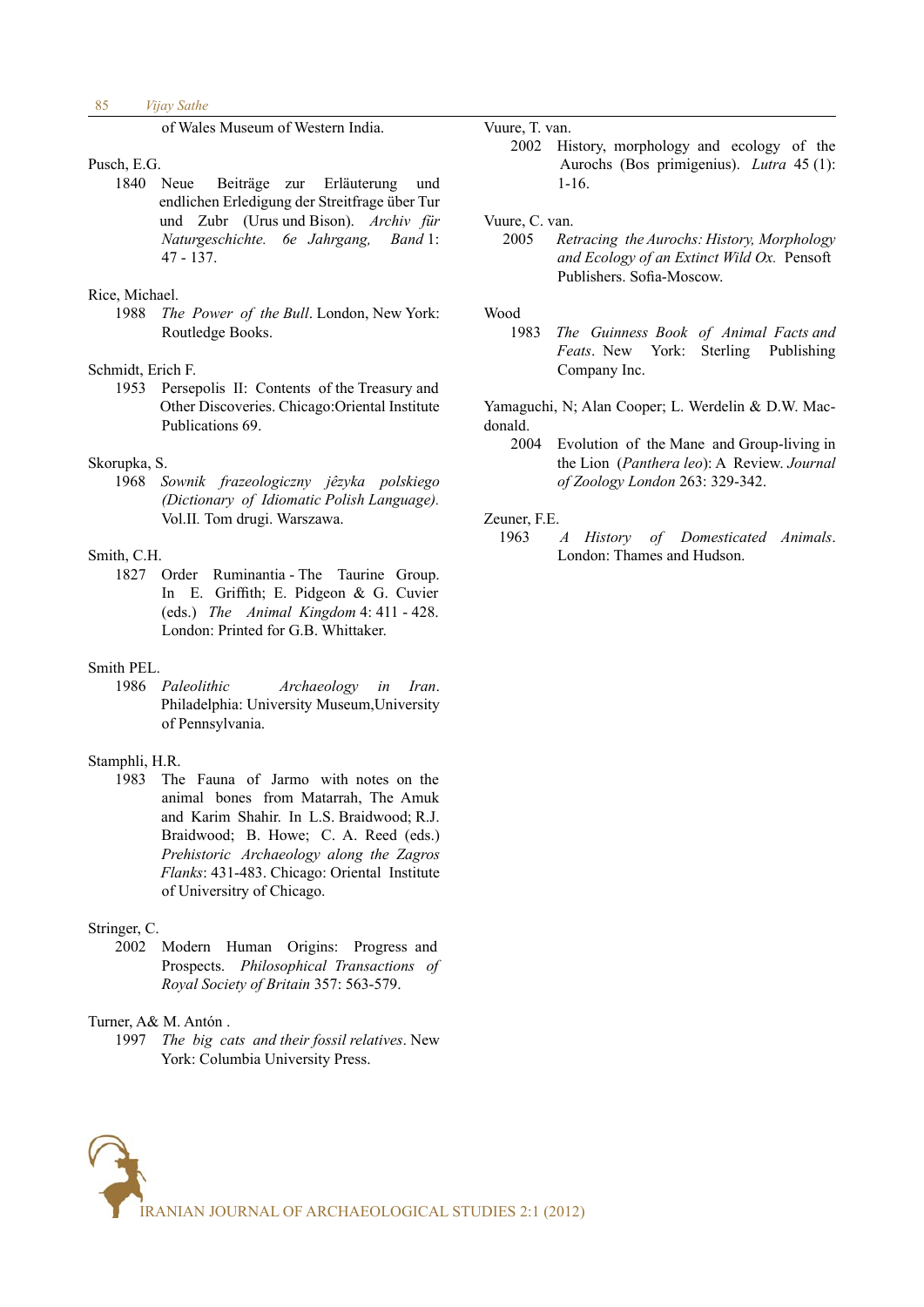of Wales Museum of Western India.

Pusch, E.G.
1840 Neue Beiträge zur Erläuterung und endlichen Erledigung der Streitfrage über Tur und Zubr (Urus und Bison). *Archiv für Naturgeschichte. 6e Jahrgang, Band* 1: 47 - 137.

Rice, Michael.
1988 *The Power of the Bull*. London, New York: Routledge Books.

Schmidt, Erich F.
1953 Persepolis II: Contents of the Treasury and Other Discoveries. Chicago:Oriental Institute Publications 69.

Skorupka, S.
1968 *Sownik frazeologiczny jêzyka polskiego (Dictionary of Idiomatic Polish Language).* Vol.II. Tom drugi. Warszawa.

Smith, C.H.
1827 Order Ruminantia - The Taurine Group. In E. Griffith; E. Pidgeon & G. Cuvier (eds.) *The Animal Kingdom* 4: 411 - 428. London: Printed for G.B. Whittaker.

Smith PEL.
1986 *Paleolithic Archaeology in Iran*. Philadelphia: University Museum,University of Pennsylvania.

Stamphli, H.R.
1983 The Fauna of Jarmo with notes on the animal bones from Matarrah, The Amuk and Karim Shahir. In L.S. Braidwood; R.J. Braidwood; B. Howe; C. A. Reed (eds.) *Prehistoric Archaeology along the Zagros Flanks*: 431-483. Chicago: Oriental Institute of Universitry of Chicago.

Stringer, C.
2002 Modern Human Origins: Progress and Prospects. *Philosophical Transactions of Royal Society of Britain* 357: 563-579.

Turner, A& M. Antón .
1997 *The big cats and their fossil relatives*. New York: Columbia University Press.

Vuure, T. van.
2002 History, morphology and ecology of the Aurochs (Bos primigenius). *Lutra* 45 (1): 1-16.

Vuure, C. van.
2005 *Retracing the Aurochs: History, Morphology and Ecology of an Extinct Wild Ox.* Pensoft Publishers. Sofia-Moscow.

Wood
1983 *The Guinness Book of Animal Facts and Feats*. New York: Sterling Publishing Company Inc.

Yamaguchi, N; Alan Cooper; L. Werdelin & D.W. Macdonald.
2004 Evolution of the Mane and Group-living in the Lion (*Panthera leo*): A Review. *Journal of Zoology London* 263: 329-342.

Zeuner, F.E.
1963 *A History of Domesticated Animals*. London: Thames and Hudson.